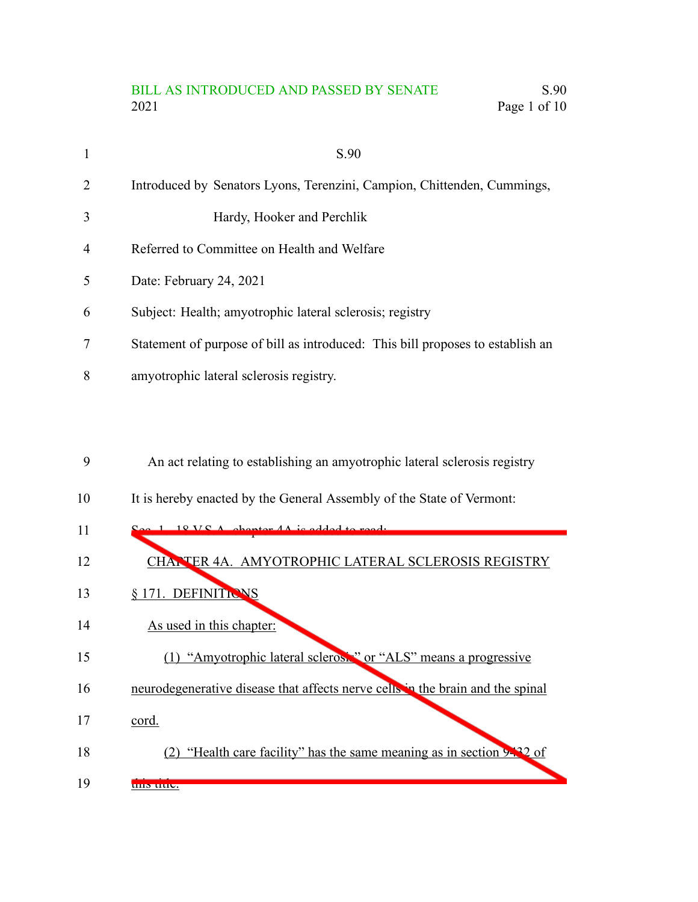S.90

Introduced by Senators Lyons, Terenzini, Campion, Chittenden, Cummings, Hardy, Hooker and Perchlik

Referred to Committee on Health and Welfare

Date: February 24, 2021

Subject: Health; amyotrophic lateral sclerosis; registry

Statement of purpose of bill as introduced: This bill proposes to establish an amyotrophic lateral sclerosis registry.

An act relating to establishing an amyotrophic lateral sclerosis registry

It is hereby enacted by the General Assembly of the State of Vermont:

Sec. 1. 18 V.S.A. chapter 4A is added to read:

CHAPTER 4A. AMYOTROPHIC LATERAL SCLEROSIS REGISTRY

§ 171. DEFINITIONS

As used in this chapter:

(1) "Amyotrophic lateral sclerosis" or "ALS" means a progressive neurodegenerative disease that affects nerve cells in the brain and the spinal cord.

(2) "Health care facility" has the same meaning as in section 9432 of this title.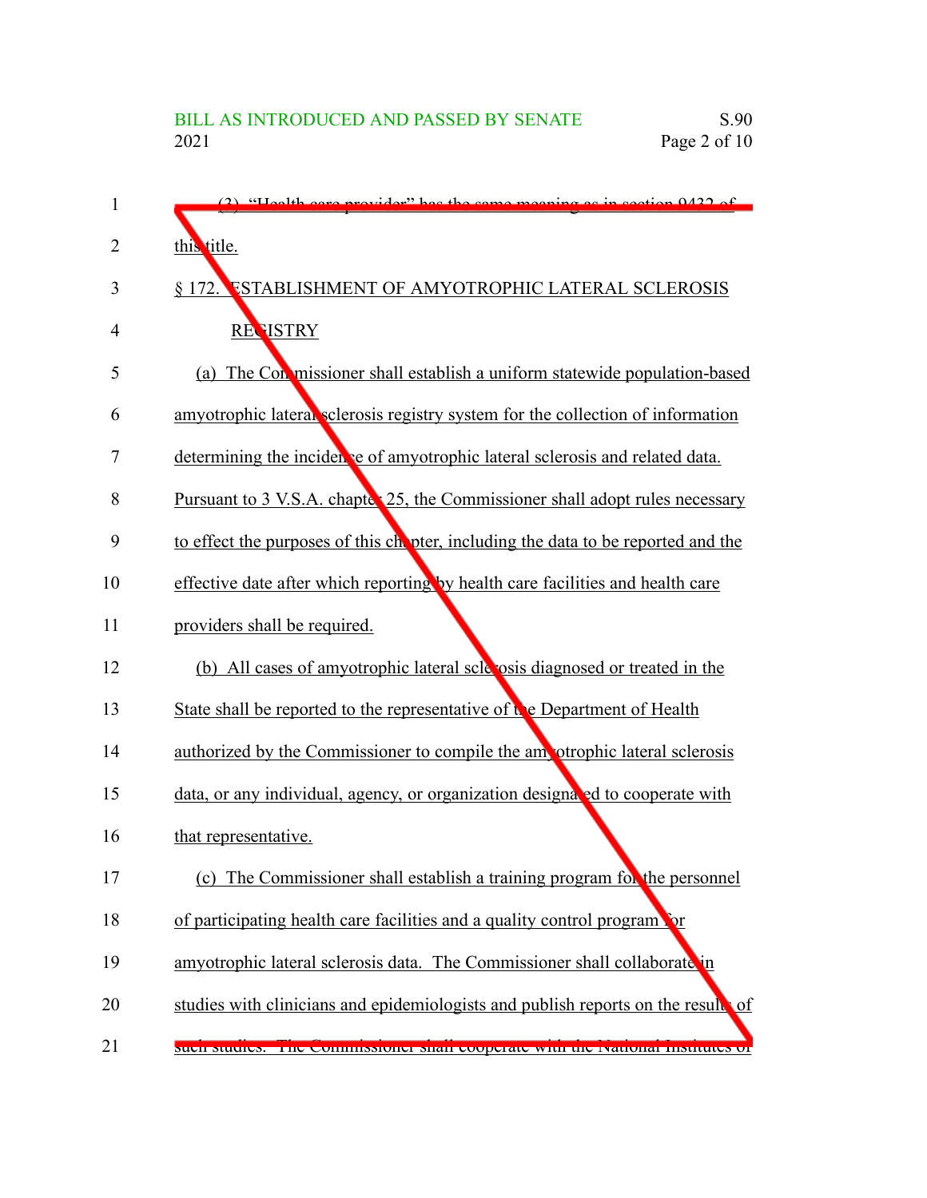(3) "Health care provider" has the same meaning as in section 9432 of this title.

§ 172. ESTABLISHMENT OF AMYOTROPHIC LATERAL SCLEROSIS REGISTRY

(a) The Commissioner shall establish a uniform statewide population-based amyotrophic lateral sclerosis registry system for the collection of information determining the incidence of amyotrophic lateral sclerosis and related data. Pursuant to 3 V.S.A. chapter 25, the Commissioner shall adopt rules necessary to effect the purposes of this chapter, including the data to be reported and the effective date after which reporting by health care facilities and health care providers shall be required.

(b) All cases of amyotrophic lateral sclerosis diagnosed or treated in the State shall be reported to the representative of the Department of Health authorized by the Commissioner to compile the amyotrophic lateral sclerosis data, or any individual, agency, or organization designated to cooperate with that representative.

(c) The Commissioner shall establish a training program for the personnel of participating health care facilities and a quality control program for amyotrophic lateral sclerosis data. The Commissioner shall collaborate in studies with clinicians and epidemiologists and publish reports on the results of such studies. The Commissioner shall cooperate with the National Institutes of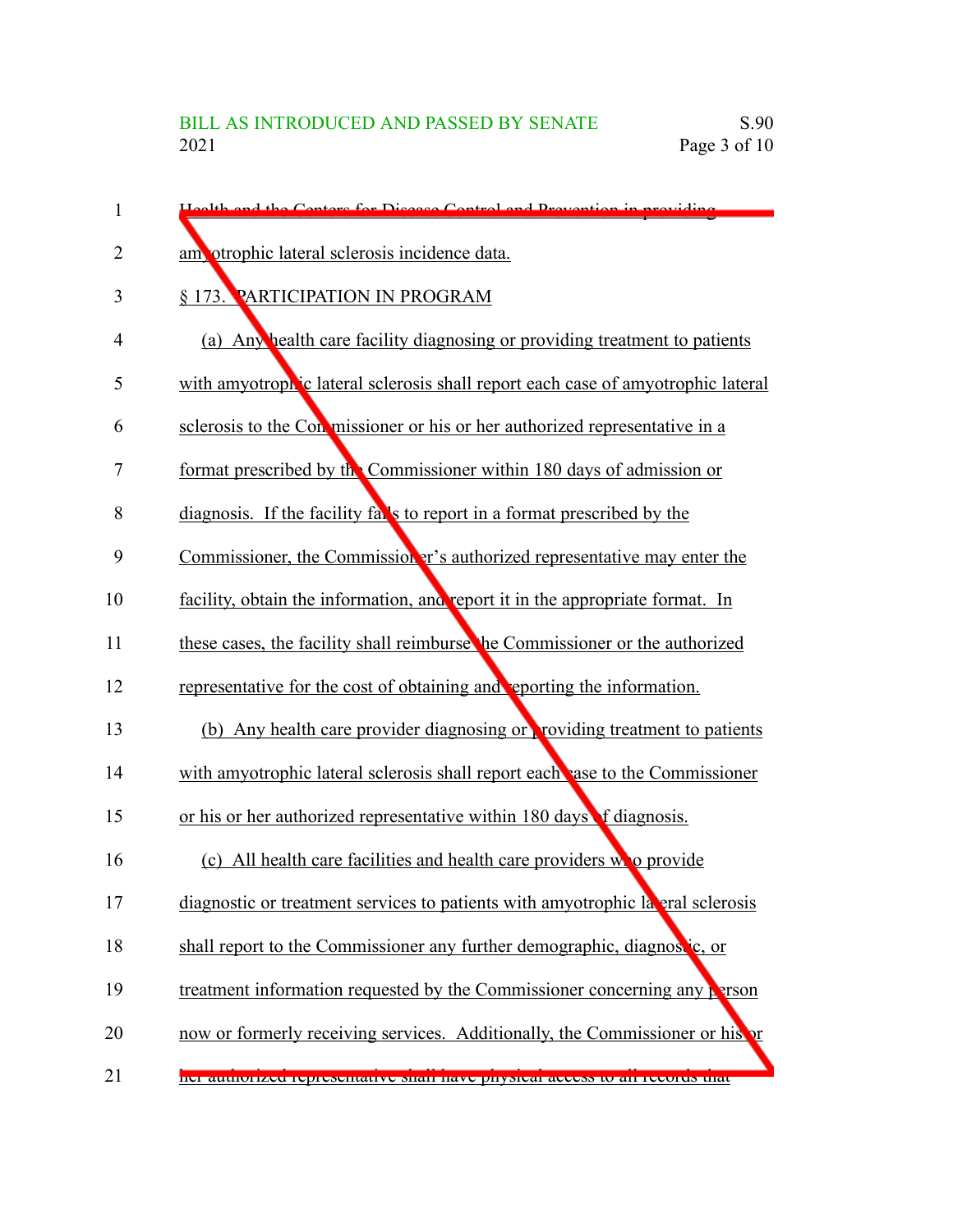Health and the Centers for Disease Control and Prevention in providing amyotrophic lateral sclerosis incidence data.

§ 173. PARTICIPATION IN PROGRAM

(a) Any health care facility diagnosing or providing treatment to patients with amyotrophic lateral sclerosis shall report each case of amyotrophic lateral sclerosis to the Commissioner or his or her authorized representative in a format prescribed by the Commissioner within 180 days of admission or diagnosis. If the facility fails to report in a format prescribed by the Commissioner, the Commissioner's authorized representative may enter the facility, obtain the information, and report it in the appropriate format. In these cases, the facility shall reimburse the Commissioner or the authorized representative for the cost of obtaining and reporting the information.

(b) Any health care provider diagnosing or providing treatment to patients with amyotrophic lateral sclerosis shall report each case to the Commissioner or his or her authorized representative within 180 days of diagnosis.

(c) All health care facilities and health care providers who provide diagnostic or treatment services to patients with amyotrophic lateral sclerosis shall report to the Commissioner any further demographic, diagnostic, or treatment information requested by the Commissioner concerning any person now or formerly receiving services. Additionally, the Commissioner or his or her authorized representative shall have physical access to all records that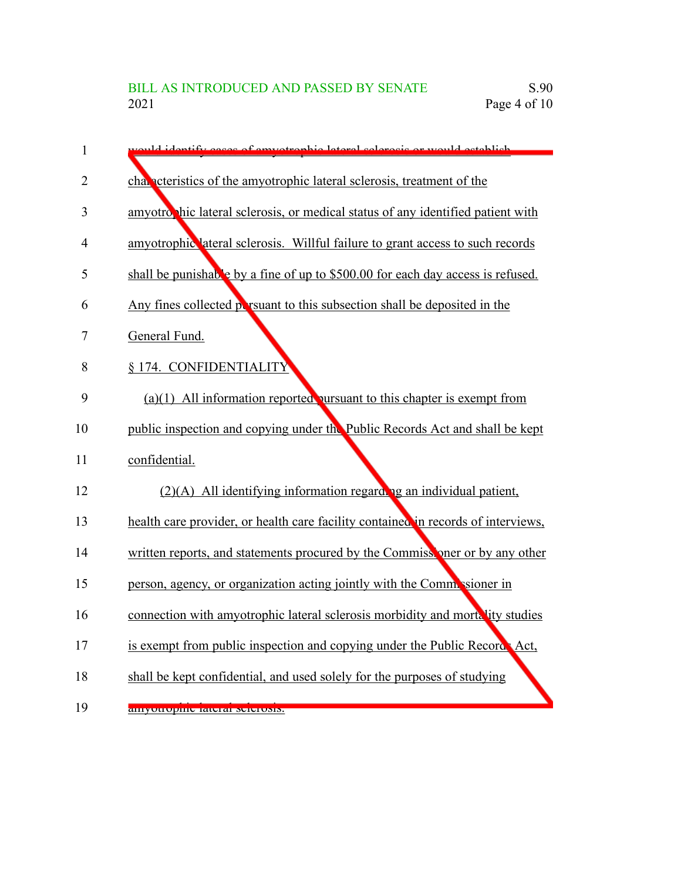would identify cases of amyotrophic lateral sclerosis or would establish characteristics of the amyotrophic lateral sclerosis, treatment of the amyotrophic lateral sclerosis, or medical status of any identified patient with amyotrophic lateral sclerosis. Willful failure to grant access to such records shall be punishable by a fine of up to $500.00 for each day access is refused. Any fines collected pursuant to this subsection shall be deposited in the General Fund.

§ 174. CONFIDENTIALITY

(a)(1) All information reported pursuant to this chapter is exempt from public inspection and copying under the Public Records Act and shall be kept confidential.

(2)(A) All identifying information regarding an individual patient, health care provider, or health care facility contained in records of interviews, written reports, and statements procured by the Commissioner or by any other person, agency, or organization acting jointly with the Commissioner in connection with amyotrophic lateral sclerosis morbidity and mortality studies is exempt from public inspection and copying under the Public Records Act, shall be kept confidential, and used solely for the purposes of studying amyotrophic lateral sclerosis.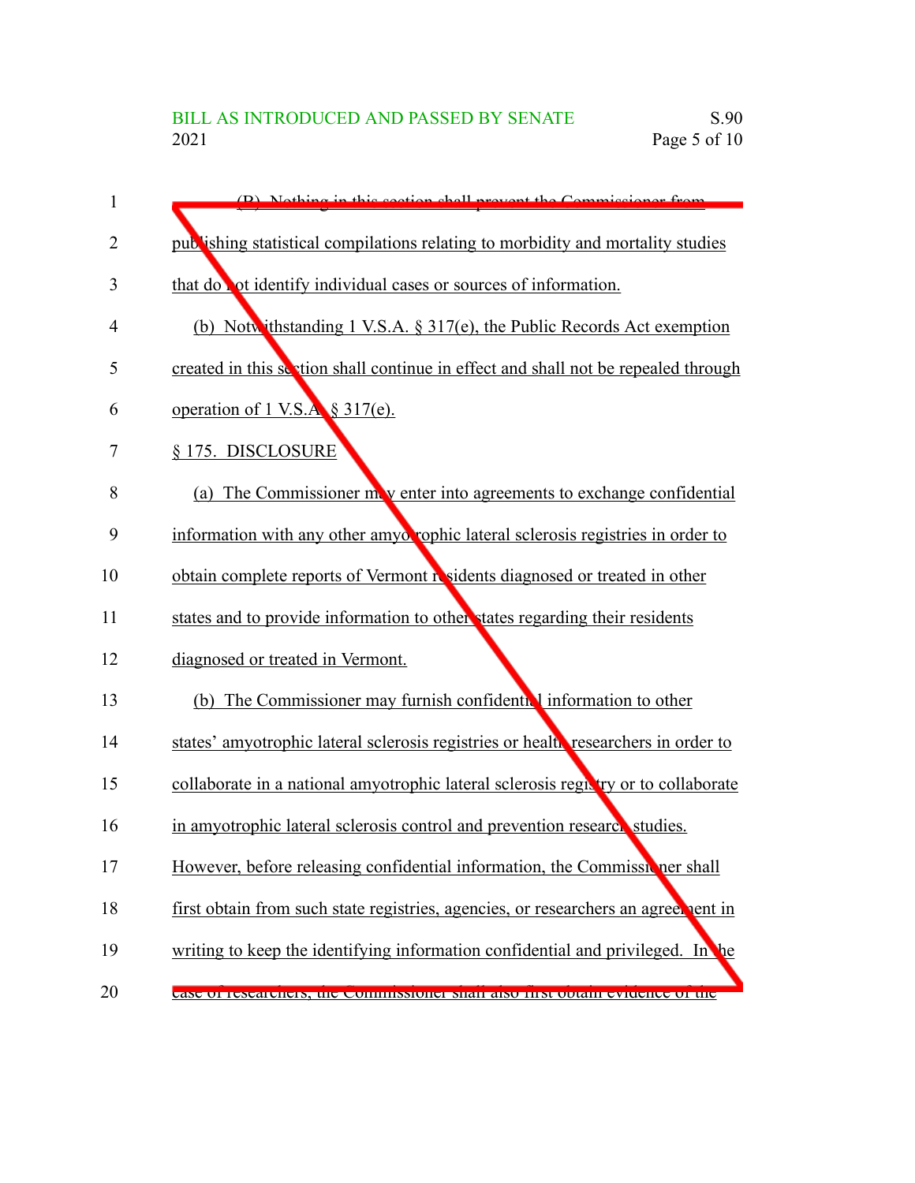(B) Nothing in this section shall prevent the Commissioner from publishing statistical compilations relating to morbidity and mortality studies that do not identify individual cases or sources of information.

(b) Notwithstanding 1 V.S.A. § 317(e), the Public Records Act exemption created in this section shall continue in effect and shall not be repealed through operation of 1 V.S.A. § 317(e).

§ 175. DISCLOSURE

(a) The Commissioner may enter into agreements to exchange confidential information with any other amyotrophic lateral sclerosis registries in order to obtain complete reports of Vermont residents diagnosed or treated in other states and to provide information to other states regarding their residents diagnosed or treated in Vermont.

(b) The Commissioner may furnish confidential information to other states' amyotrophic lateral sclerosis registries or health researchers in order to collaborate in a national amyotrophic lateral sclerosis registry or to collaborate in amyotrophic lateral sclerosis control and prevention research studies. However, before releasing confidential information, the Commissioner shall first obtain from such state registries, agencies, or researchers an agreement in writing to keep the identifying information confidential and privileged. In the case of researchers, the Commissioner shall also first obtain evidence of the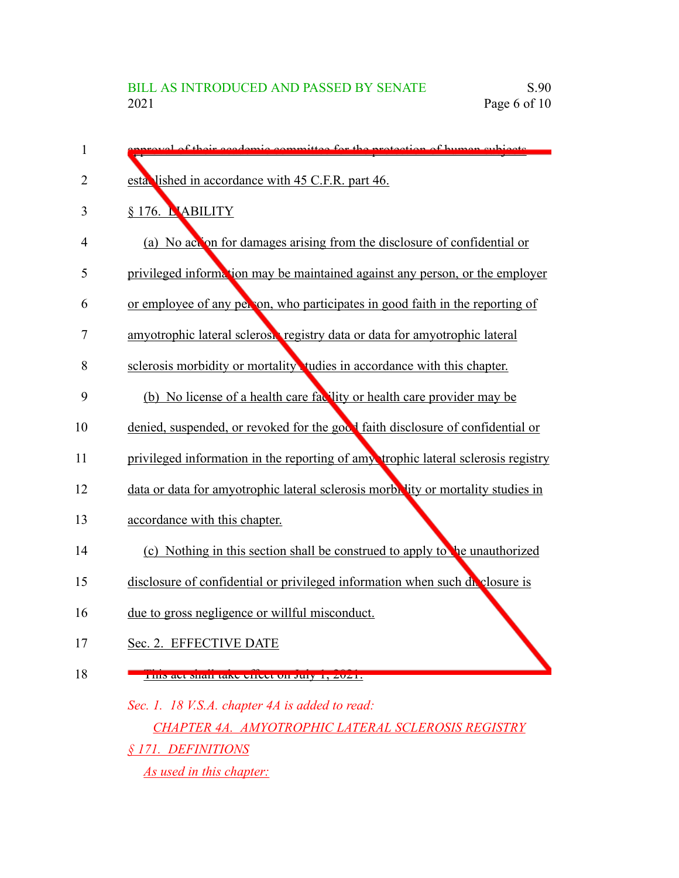approval of their academic committee for the protection of human subjects established in accordance with 45 C.F.R. part 46.

§ 176. LIABILITY

(a) No action for damages arising from the disclosure of confidential or privileged information may be maintained against any person, or the employer or employee of any person, who participates in good faith in the reporting of amyotrophic lateral sclerosis registry data or data for amyotrophic lateral sclerosis morbidity or mortality studies in accordance with this chapter.

(b) No license of a health care facility or health care provider may be denied, suspended, or revoked for the good faith disclosure of confidential or privileged information in the reporting of amyotrophic lateral sclerosis registry data or data for amyotrophic lateral sclerosis morbidity or mortality studies in accordance with this chapter.

(c) Nothing in this section shall be construed to apply to the unauthorized disclosure of confidential or privileged information when such disclosure is due to gross negligence or willful misconduct.

Sec. 2. EFFECTIVE DATE

This act shall take effect on July 1, 2021.

*Sec. 1. 18 V.S.A. chapter 4A is added to read:*

*CHAPTER 4A. AMYOTROPHIC LATERAL SCLEROSIS REGISTRY*

*§ 171. DEFINITIONS*

*As used in this chapter:*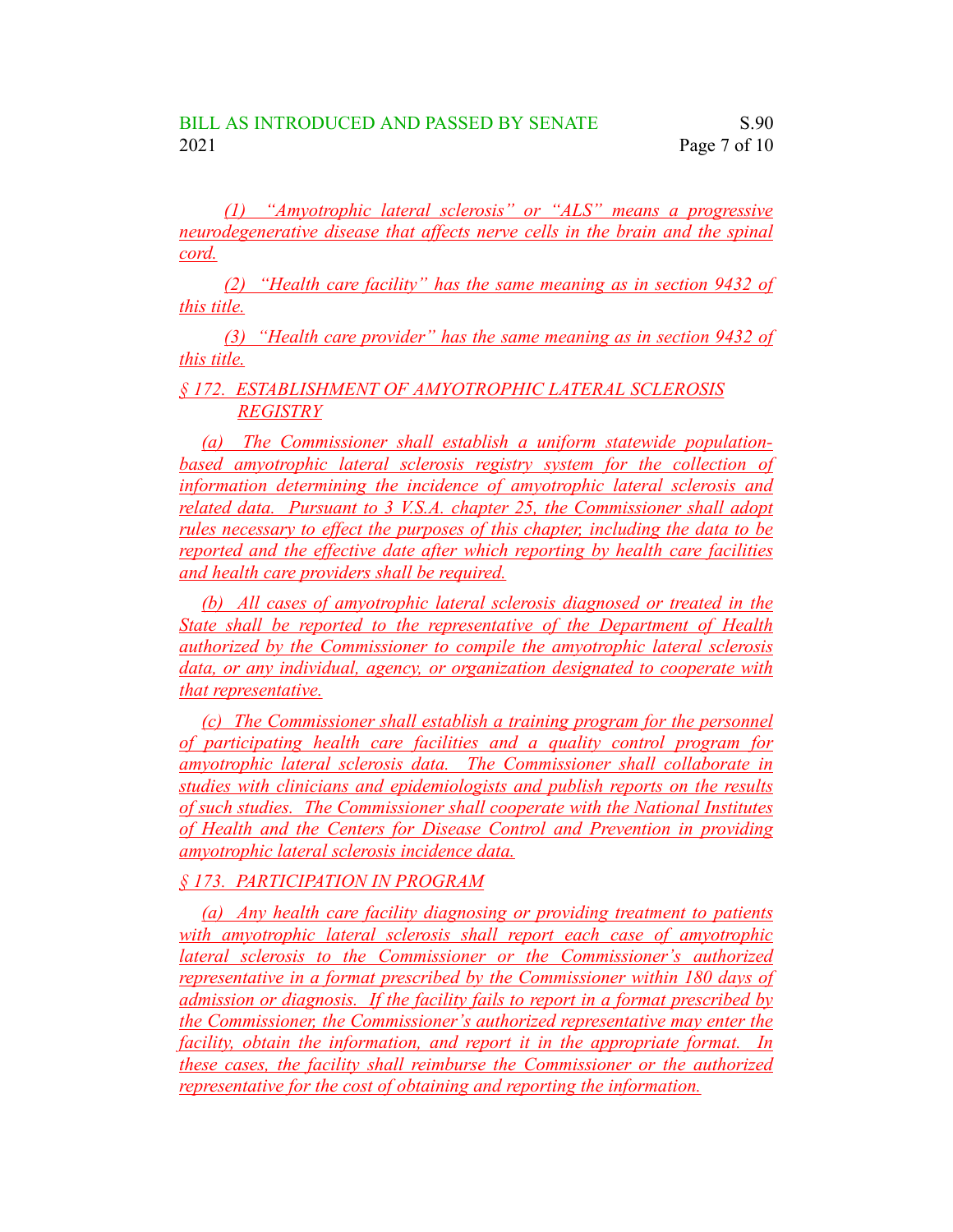(1) "Amyotrophic lateral sclerosis" or "ALS" means a progressive neurodegenerative disease that affects nerve cells in the brain and the spinal cord.

(2) "Health care facility" has the same meaning as in section 9432 of this title.

(3) "Health care provider" has the same meaning as in section 9432 of this title.

§ 172. ESTABLISHMENT OF AMYOTROPHIC LATERAL SCLEROSIS REGISTRY

(a) The Commissioner shall establish a uniform statewide population-based amyotrophic lateral sclerosis registry system for the collection of information determining the incidence of amyotrophic lateral sclerosis and related data. Pursuant to 3 V.S.A. chapter 25, the Commissioner shall adopt rules necessary to effect the purposes of this chapter, including the data to be reported and the effective date after which reporting by health care facilities and health care providers shall be required.

(b) All cases of amyotrophic lateral sclerosis diagnosed or treated in the State shall be reported to the representative of the Department of Health authorized by the Commissioner to compile the amyotrophic lateral sclerosis data, or any individual, agency, or organization designated to cooperate with that representative.

(c) The Commissioner shall establish a training program for the personnel of participating health care facilities and a quality control program for amyotrophic lateral sclerosis data. The Commissioner shall collaborate in studies with clinicians and epidemiologists and publish reports on the results of such studies. The Commissioner shall cooperate with the National Institutes of Health and the Centers for Disease Control and Prevention in providing amyotrophic lateral sclerosis incidence data.

§ 173. PARTICIPATION IN PROGRAM

(a) Any health care facility diagnosing or providing treatment to patients with amyotrophic lateral sclerosis shall report each case of amyotrophic lateral sclerosis to the Commissioner or the Commissioner's authorized representative in a format prescribed by the Commissioner within 180 days of admission or diagnosis. If the facility fails to report in a format prescribed by the Commissioner, the Commissioner's authorized representative may enter the facility, obtain the information, and report it in the appropriate format. In these cases, the facility shall reimburse the Commissioner or the authorized representative for the cost of obtaining and reporting the information.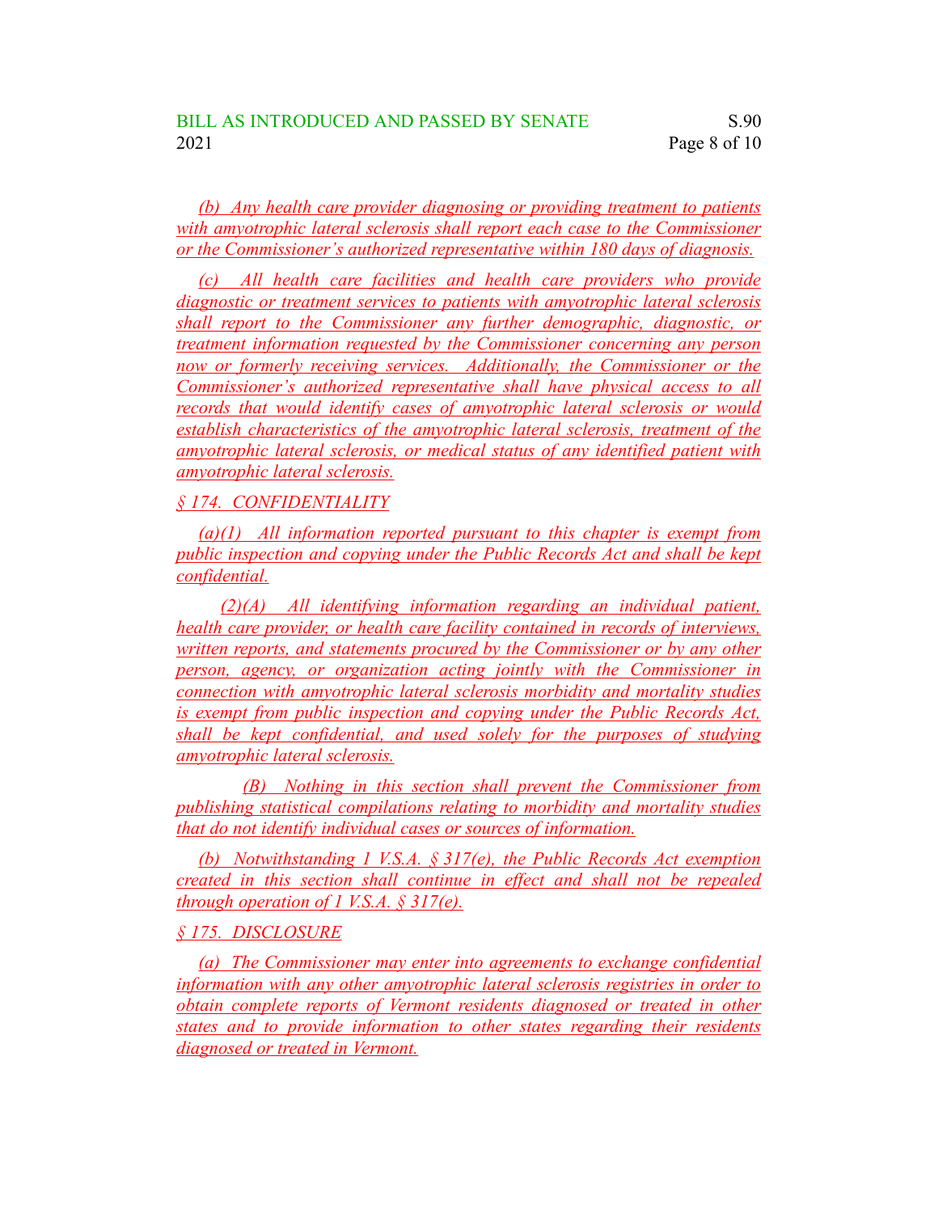(b) Any health care provider diagnosing or providing treatment to patients with amyotrophic lateral sclerosis shall report each case to the Commissioner or the Commissioner's authorized representative within 180 days of diagnosis.

(c) All health care facilities and health care providers who provide diagnostic or treatment services to patients with amyotrophic lateral sclerosis shall report to the Commissioner any further demographic, diagnostic, or treatment information requested by the Commissioner concerning any person now or formerly receiving services. Additionally, the Commissioner or the Commissioner's authorized representative shall have physical access to all records that would identify cases of amyotrophic lateral sclerosis or would establish characteristics of the amyotrophic lateral sclerosis, treatment of the amyotrophic lateral sclerosis, or medical status of any identified patient with amyotrophic lateral sclerosis.

§ 174. CONFIDENTIALITY

(a)(1) All information reported pursuant to this chapter is exempt from public inspection and copying under the Public Records Act and shall be kept confidential.

(2)(A) All identifying information regarding an individual patient, health care provider, or health care facility contained in records of interviews, written reports, and statements procured by the Commissioner or by any other person, agency, or organization acting jointly with the Commissioner in connection with amyotrophic lateral sclerosis morbidity and mortality studies is exempt from public inspection and copying under the Public Records Act, shall be kept confidential, and used solely for the purposes of studying amyotrophic lateral sclerosis.

(B) Nothing in this section shall prevent the Commissioner from publishing statistical compilations relating to morbidity and mortality studies that do not identify individual cases or sources of information.

(b) Notwithstanding 1 V.S.A. § 317(e), the Public Records Act exemption created in this section shall continue in effect and shall not be repealed through operation of 1 V.S.A. § 317(e).

§ 175. DISCLOSURE

(a) The Commissioner may enter into agreements to exchange confidential information with any other amyotrophic lateral sclerosis registries in order to obtain complete reports of Vermont residents diagnosed or treated in other states and to provide information to other states regarding their residents diagnosed or treated in Vermont.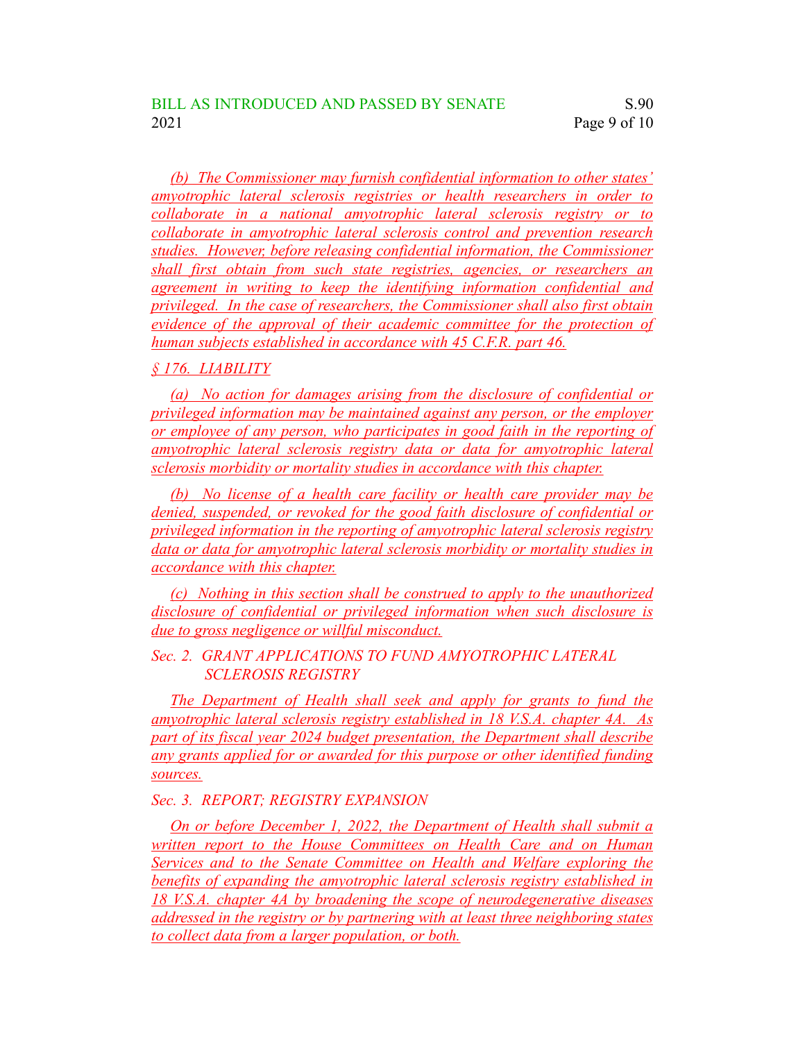(b) The Commissioner may furnish confidential information to other states' amyotrophic lateral sclerosis registries or health researchers in order to collaborate in a national amyotrophic lateral sclerosis registry or to collaborate in amyotrophic lateral sclerosis control and prevention research studies. However, before releasing confidential information, the Commissioner shall first obtain from such state registries, agencies, or researchers an agreement in writing to keep the identifying information confidential and privileged. In the case of researchers, the Commissioner shall also first obtain evidence of the approval of their academic committee for the protection of human subjects established in accordance with 45 C.F.R. part 46.

§ 176. LIABILITY

(a) No action for damages arising from the disclosure of confidential or privileged information may be maintained against any person, or the employer or employee of any person, who participates in good faith in the reporting of amyotrophic lateral sclerosis registry data or data for amyotrophic lateral sclerosis morbidity or mortality studies in accordance with this chapter.

(b) No license of a health care facility or health care provider may be denied, suspended, or revoked for the good faith disclosure of confidential or privileged information in the reporting of amyotrophic lateral sclerosis registry data or data for amyotrophic lateral sclerosis morbidity or mortality studies in accordance with this chapter.

(c) Nothing in this section shall be construed to apply to the unauthorized disclosure of confidential or privileged information when such disclosure is due to gross negligence or willful misconduct.

Sec. 2. GRANT APPLICATIONS TO FUND AMYOTROPHIC LATERAL SCLEROSIS REGISTRY

The Department of Health shall seek and apply for grants to fund the amyotrophic lateral sclerosis registry established in 18 V.S.A. chapter 4A. As part of its fiscal year 2024 budget presentation, the Department shall describe any grants applied for or awarded for this purpose or other identified funding sources.

Sec. 3. REPORT; REGISTRY EXPANSION

On or before December 1, 2022, the Department of Health shall submit a written report to the House Committees on Health Care and on Human Services and to the Senate Committee on Health and Welfare exploring the benefits of expanding the amyotrophic lateral sclerosis registry established in 18 V.S.A. chapter 4A by broadening the scope of neurodegenerative diseases addressed in the registry or by partnering with at least three neighboring states to collect data from a larger population, or both.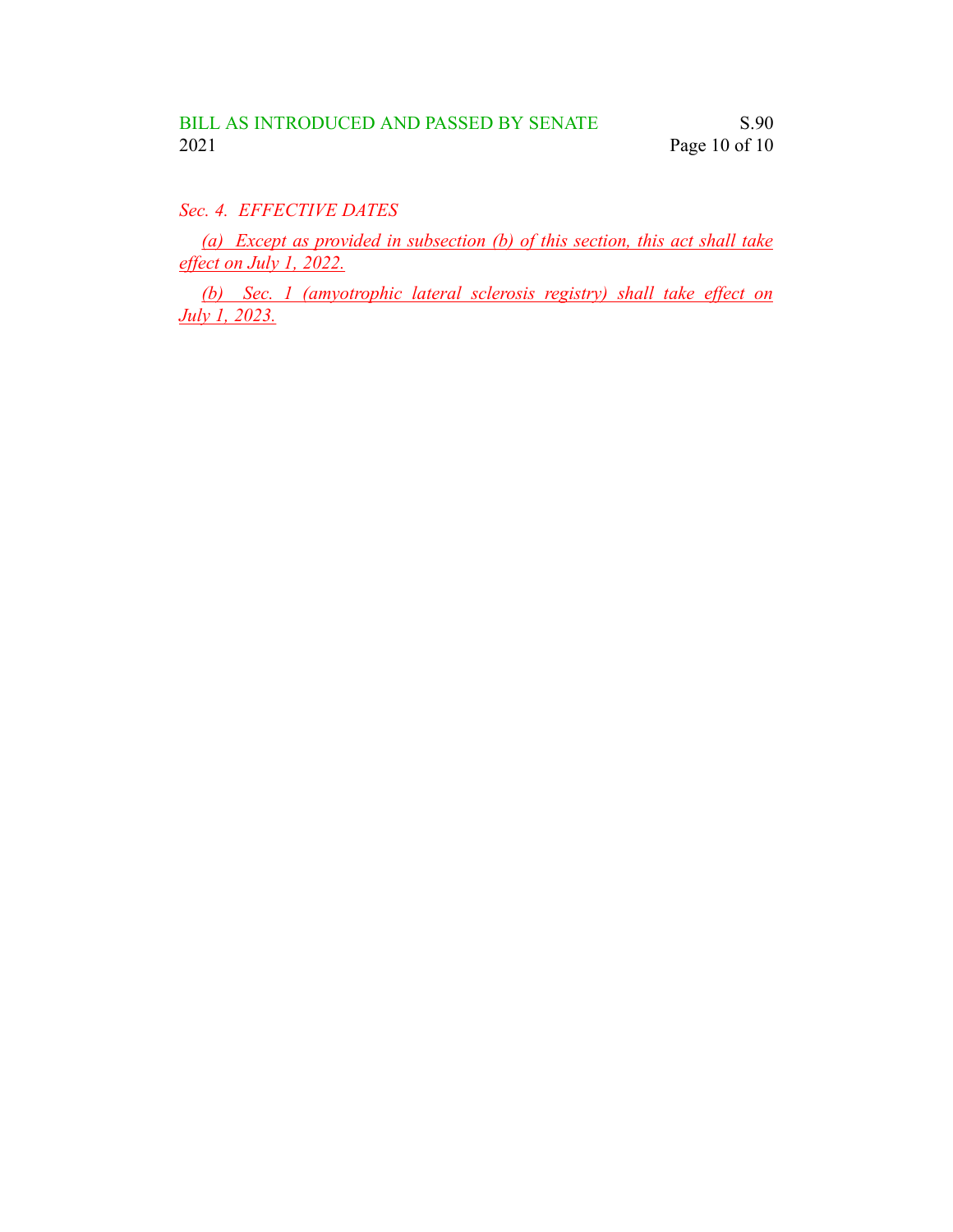*Sec. 4. EFFECTIVE DATES*

*(a) Except as provided in subsection (b) of this section, this act shall take effect on July 1, 2022.*

*(b) Sec. 1 (amyotrophic lateral sclerosis registry) shall take effect on July 1, 2023.*